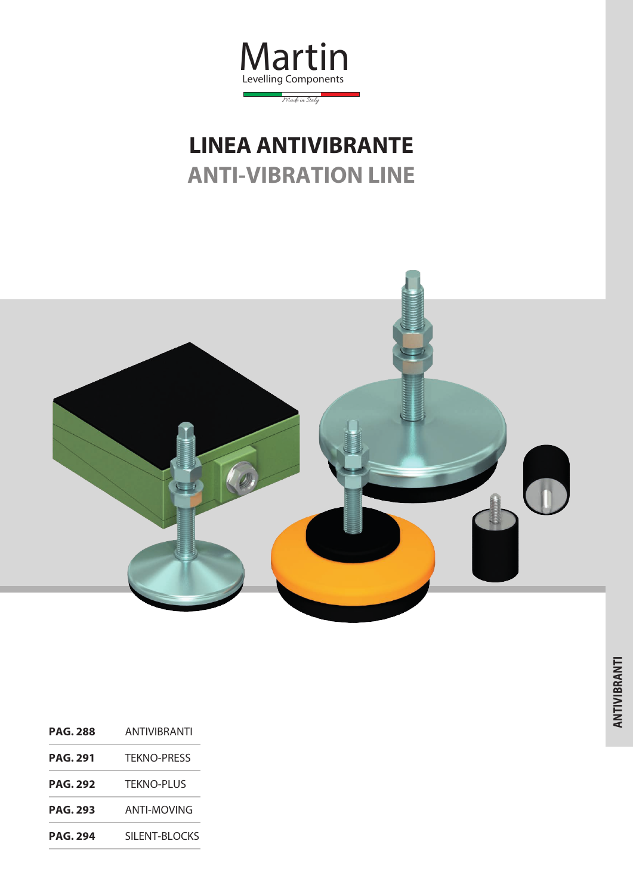Martin
Levelling Components
Made in Italy

# LINEA ANTIVIBRANTE
## ANTI-VIBRATION LINE

| | |
|---|---|
| **PAG. 288** | ANTIVIBRANTI |
| **PAG. 291** | TEKNO-PRESS |
| **PAG. 292** | TEKNO-PLUS |
| **PAG. 293** | ANTI-MOVING |
| **PAG. 294** | SILENT-BLOCKS |

ANTIVIBRANTI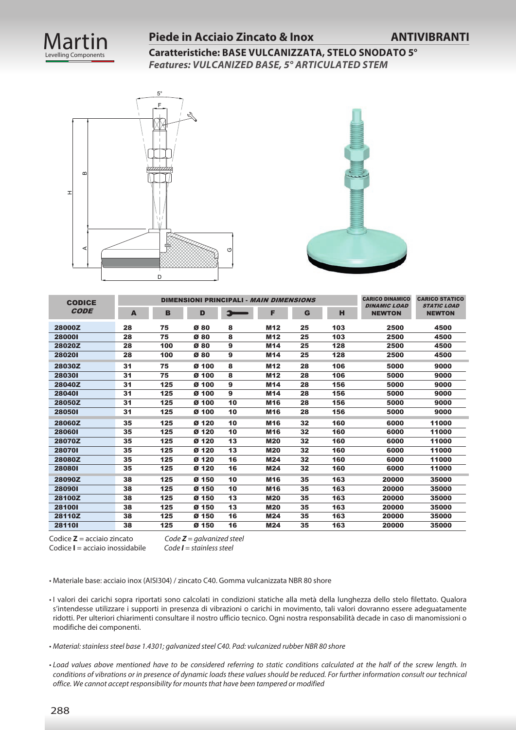# Piede in Acciaio Zincato & Inox

**ANTIVIBRANTI**

**Caratteristiche: BASE VULCANIZZATA, STELO SNODATO 5°**

***Features: VULCANIZED BASE, 5° ARTICULATED STEM***

| CODICE *CODE* | DIMENSIONI PRINCIPALI - *MAIN DIMENSIONS* | | | | | | | CARICO DINAMICO *DINAMIC LOAD* NEWTON | CARICO STATICO *STATIC LOAD* NEWTON |
|---|---|---|---|---|---|---|---|---|---|
| | A | B | D | (chiave) | F | G | H | | |
| 28000Z | 28 | 75 | Ø 80 | 8 | M12 | 25 | 103 | 2500 | 4500 |
| 28000I | 28 | 75 | Ø 80 | 8 | M12 | 25 | 103 | 2500 | 4500 |
| 28020Z | 28 | 100 | Ø 80 | 9 | M14 | 25 | 128 | 2500 | 4500 |
| 28020I | 28 | 100 | Ø 80 | 9 | M14 | 25 | 128 | 2500 | 4500 |
| 28030Z | 31 | 75 | Ø 100 | 8 | M12 | 28 | 106 | 5000 | 9000 |
| 28030I | 31 | 75 | Ø 100 | 8 | M12 | 28 | 106 | 5000 | 9000 |
| 28040Z | 31 | 125 | Ø 100 | 9 | M14 | 28 | 156 | 5000 | 9000 |
| 28040I | 31 | 125 | Ø 100 | 9 | M14 | 28 | 156 | 5000 | 9000 |
| 28050Z | 31 | 125 | Ø 100 | 10 | M16 | 28 | 156 | 5000 | 9000 |
| 28050I | 31 | 125 | Ø 100 | 10 | M16 | 28 | 156 | 5000 | 9000 |
| 28060Z | 35 | 125 | Ø 120 | 10 | M16 | 32 | 160 | 6000 | 11000 |
| 28060I | 35 | 125 | Ø 120 | 10 | M16 | 32 | 160 | 6000 | 11000 |
| 28070Z | 35 | 125 | Ø 120 | 13 | M20 | 32 | 160 | 6000 | 11000 |
| 28070I | 35 | 125 | Ø 120 | 13 | M20 | 32 | 160 | 6000 | 11000 |
| 28080Z | 35 | 125 | Ø 120 | 16 | M24 | 32 | 160 | 6000 | 11000 |
| 28080I | 35 | 125 | Ø 120 | 16 | M24 | 32 | 160 | 6000 | 11000 |
| 28090Z | 38 | 125 | Ø 150 | 10 | M16 | 35 | 163 | 20000 | 35000 |
| 28090I | 38 | 125 | Ø 150 | 10 | M16 | 35 | 163 | 20000 | 35000 |
| 28100Z | 38 | 125 | Ø 150 | 13 | M20 | 35 | 163 | 20000 | 35000 |
| 28100I | 38 | 125 | Ø 150 | 13 | M20 | 35 | 163 | 20000 | 35000 |
| 28110Z | 38 | 125 | Ø 150 | 16 | M24 | 35 | 163 | 20000 | 35000 |
| 28110I | 38 | 125 | Ø 150 | 16 | M24 | 35 | 163 | 20000 | 35000 |

Codice **Z** = acciaio zincato — *Code **Z** = galvanized steel*

Codice **I** = acciaio inossidabile — *Code **I** = stainless steel*

- Materiale base: acciaio inox (AISI304) / zincato C40. Gomma vulcanizzata NBR 80 shore
- I valori dei carichi sopra riportati sono calcolati in condizioni statiche alla metà della lunghezza dello stelo filettato. Qualora s'intendesse utilizzare i supporti in presenza di vibrazioni o carichi in movimento, tali valori dovranno essere adeguatamente ridotti. Per ulteriori chiarimenti consultare il nostro ufficio tecnico. Ogni nostra responsabilità decade in caso di manomissioni o modifiche dei componenti.
- *Material: stainless steel base 1.4301; galvanized steel C40. Pad: vulcanized rubber NBR 80 shore*
- *Load values above mentioned have to be considered referring to static conditions calculated at the half of the screw length. In conditions of vibrations or in presence of dynamic loads these values should be reduced. For further information consult our technical office. We cannot accept responsibility for mounts that have been tampered or modified*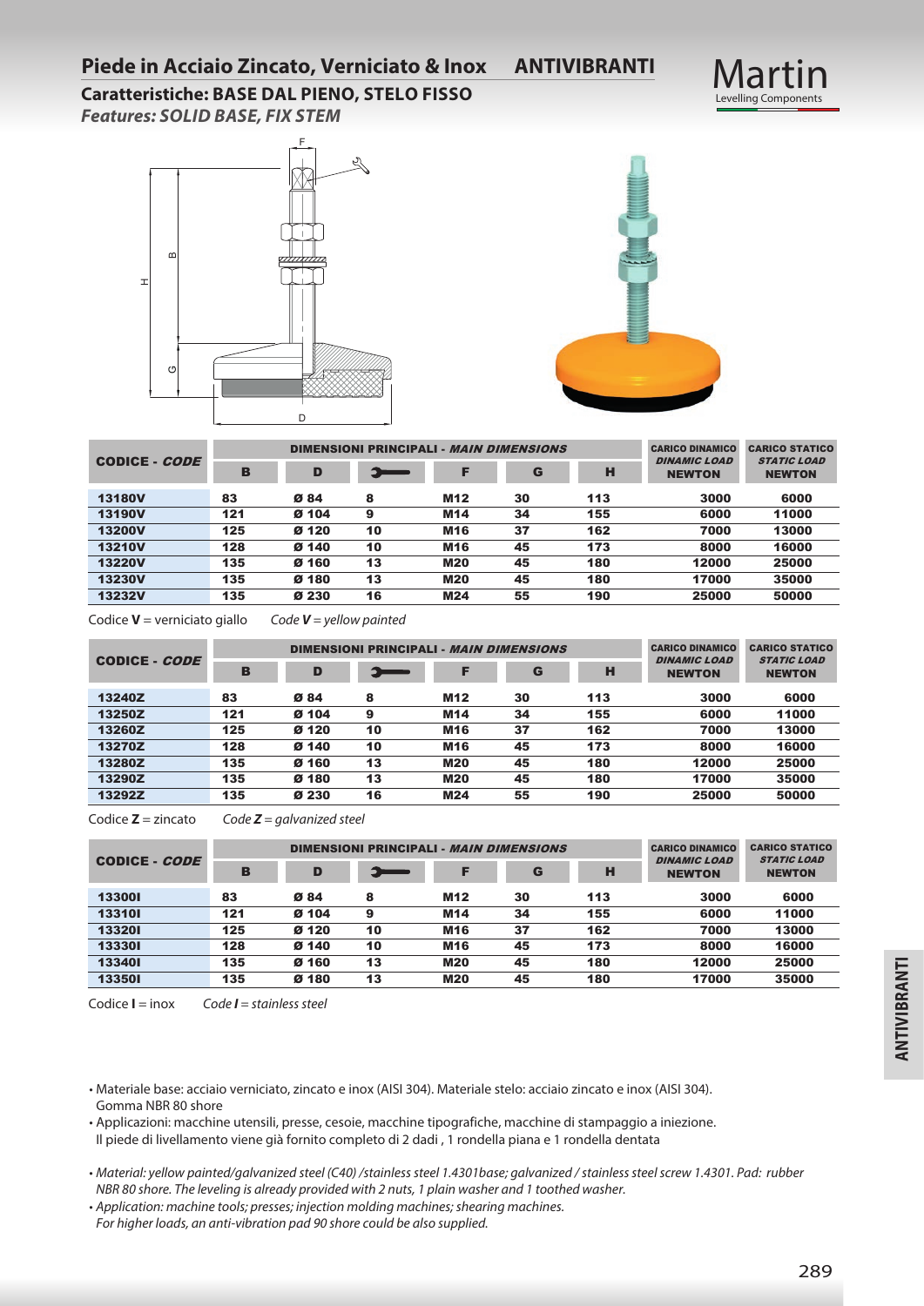# Piede in Acciaio Zincato, Verniciato & Inox ANTIVIBRANTI

## Caratteristiche: BASE DAL PIENO, STELO FISSO

*Features: SOLID BASE, FIX STEM*

| CODICE - *CODE* | DIMENSIONI PRINCIPALI - *MAIN DIMENSIONS* | | | | | | CARICO DINAMICO *DINAMIC LOAD* NEWTON | CARICO STATICO *STATIC LOAD* NEWTON |
|---|---|---|---|---|---|---|---|---|
| | B | D | (chiave) | F | G | H | | |
| 13180V | 83 | Ø 84 | 8 | M12 | 30 | 113 | 3000 | 6000 |
| 13190V | 121 | Ø 104 | 9 | M14 | 34 | 155 | 6000 | 11000 |
| 13200V | 125 | Ø 120 | 10 | M16 | 37 | 162 | 7000 | 13000 |
| 13210V | 128 | Ø 140 | 10 | M16 | 45 | 173 | 8000 | 16000 |
| 13220V | 135 | Ø 160 | 13 | M20 | 45 | 180 | 12000 | 25000 |
| 13230V | 135 | Ø 180 | 13 | M20 | 45 | 180 | 17000 | 35000 |
| 13232V | 135 | Ø 230 | 16 | M24 | 55 | 190 | 25000 | 50000 |

Codice **V** = verniciato giallo *Code* ***V*** *= yellow painted*

| CODICE - *CODE* | DIMENSIONI PRINCIPALI - *MAIN DIMENSIONS* | | | | | | CARICO DINAMICO *DINAMIC LOAD* NEWTON | CARICO STATICO *STATIC LOAD* NEWTON |
|---|---|---|---|---|---|---|---|---|
| | B | D | (chiave) | F | G | H | | |
| 13240Z | 83 | Ø 84 | 8 | M12 | 30 | 113 | 3000 | 6000 |
| 13250Z | 121 | Ø 104 | 9 | M14 | 34 | 155 | 6000 | 11000 |
| 13260Z | 125 | Ø 120 | 10 | M16 | 37 | 162 | 7000 | 13000 |
| 13270Z | 128 | Ø 140 | 10 | M16 | 45 | 173 | 8000 | 16000 |
| 13280Z | 135 | Ø 160 | 13 | M20 | 45 | 180 | 12000 | 25000 |
| 13290Z | 135 | Ø 180 | 13 | M20 | 45 | 180 | 17000 | 35000 |
| 13292Z | 135 | Ø 230 | 16 | M24 | 55 | 190 | 25000 | 50000 |

Codice **Z** = zincato *Code* ***Z*** *= galvanized steel*

| CODICE - *CODE* | DIMENSIONI PRINCIPALI - *MAIN DIMENSIONS* | | | | | | CARICO DINAMICO *DINAMIC LOAD* NEWTON | CARICO STATICO *STATIC LOAD* NEWTON |
|---|---|---|---|---|---|---|---|---|
| | B | D | (chiave) | F | G | H | | |
| 13300I | 83 | Ø 84 | 8 | M12 | 30 | 113 | 3000 | 6000 |
| 13310I | 121 | Ø 104 | 9 | M14 | 34 | 155 | 6000 | 11000 |
| 13320I | 125 | Ø 120 | 10 | M16 | 37 | 162 | 7000 | 13000 |
| 13330I | 128 | Ø 140 | 10 | M16 | 45 | 173 | 8000 | 16000 |
| 13340I | 135 | Ø 160 | 13 | M20 | 45 | 180 | 12000 | 25000 |
| 13350I | 135 | Ø 180 | 13 | M20 | 45 | 180 | 17000 | 35000 |

Codice **I** = inox *Code* ***I*** *= stainless steel*

- Materiale base: acciaio verniciato, zincato e inox (AISI 304). Materiale stelo: acciaio zincato e inox (AISI 304). Gomma NBR 80 shore
- Applicazioni: macchine utensili, presse, cesoie, macchine tipografiche, macchine di stampaggio a iniezione. Il piede di livellamento viene già fornito completo di 2 dadi , 1 rondella piana e 1 rondella dentata

- *Material: yellow painted/galvanized steel (C40) /stainless steel 1.4301base; galvanized / stainless steel screw 1.4301. Pad: rubber NBR 80 shore. The leveling is already provided with 2 nuts, 1 plain washer and 1 toothed washer.*
- *Application: machine tools; presses; injection molding machines; shearing machines. For higher loads, an anti-vibration pad 90 shore could be also supplied.*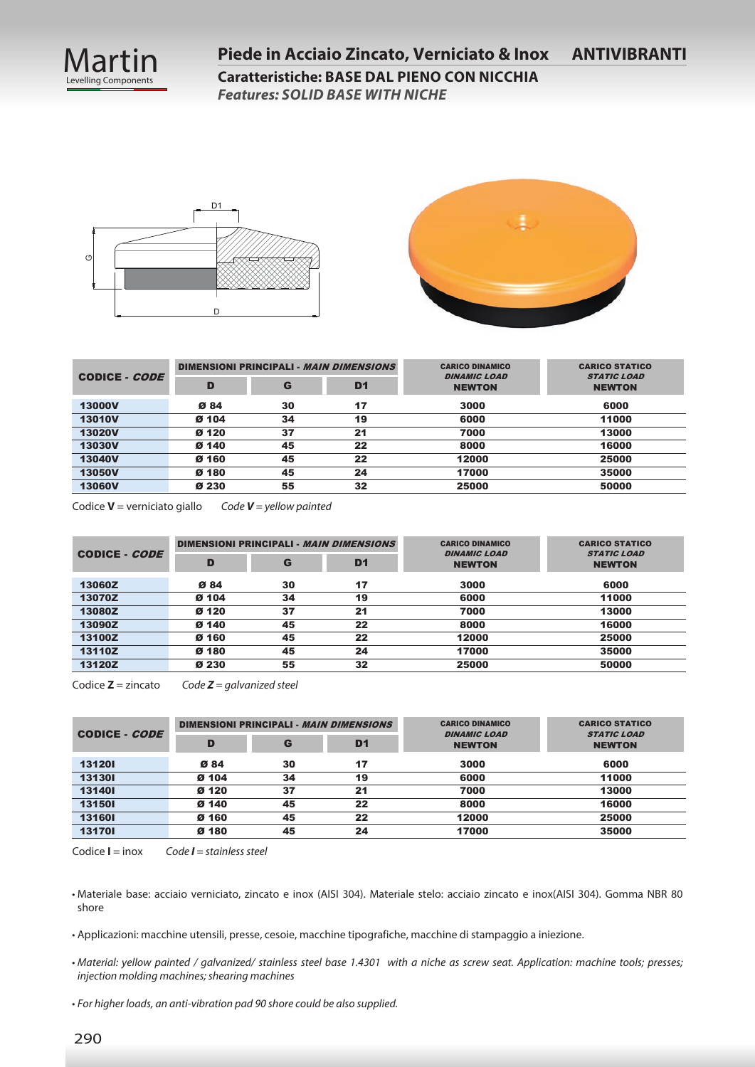# Piede in Acciaio Zincato, Verniciato & Inox ANTIVIBRANTI

## Caratteristiche: BASE DAL PIENO CON NICCHIA

***Features: SOLID BASE WITH NICHE***

| CODICE - *CODE* | DIMENSIONI PRINCIPALI - *MAIN DIMENSIONS* | | | CARICO DINAMICO *DINAMIC LOAD* NEWTON | CARICO STATICO *STATIC LOAD* NEWTON |
|---|---|---|---|---|---|
| | D | G | D1 | | |
| 13000V | Ø 84 | 30 | 17 | 3000 | 6000 |
| 13010V | Ø 104 | 34 | 19 | 6000 | 11000 |
| 13020V | Ø 120 | 37 | 21 | 7000 | 13000 |
| 13030V | Ø 140 | 45 | 22 | 8000 | 16000 |
| 13040V | Ø 160 | 45 | 22 | 12000 | 25000 |
| 13050V | Ø 180 | 45 | 24 | 17000 | 35000 |
| 13060V | Ø 230 | 55 | 32 | 25000 | 50000 |

Codice **V** = verniciato giallo *Code **V** = yellow painted*

| CODICE - *CODE* | DIMENSIONI PRINCIPALI - *MAIN DIMENSIONS* | | | CARICO DINAMICO *DINAMIC LOAD* NEWTON | CARICO STATICO *STATIC LOAD* NEWTON |
|---|---|---|---|---|---|
| | D | G | D1 | | |
| 13060Z | Ø 84 | 30 | 17 | 3000 | 6000 |
| 13070Z | Ø 104 | 34 | 19 | 6000 | 11000 |
| 13080Z | Ø 120 | 37 | 21 | 7000 | 13000 |
| 13090Z | Ø 140 | 45 | 22 | 8000 | 16000 |
| 13100Z | Ø 160 | 45 | 22 | 12000 | 25000 |
| 13110Z | Ø 180 | 45 | 24 | 17000 | 35000 |
| 13120Z | Ø 230 | 55 | 32 | 25000 | 50000 |

Codice **Z** = zincato *Code **Z** = galvanized steel*

| CODICE - *CODE* | DIMENSIONI PRINCIPALI - *MAIN DIMENSIONS* | | | CARICO DINAMICO *DINAMIC LOAD* NEWTON | CARICO STATICO *STATIC LOAD* NEWTON |
|---|---|---|---|---|---|
| | D | G | D1 | | |
| 13120I | Ø 84 | 30 | 17 | 3000 | 6000 |
| 13130I | Ø 104 | 34 | 19 | 6000 | 11000 |
| 13140I | Ø 120 | 37 | 21 | 7000 | 13000 |
| 13150I | Ø 140 | 45 | 22 | 8000 | 16000 |
| 13160I | Ø 160 | 45 | 22 | 12000 | 25000 |
| 13170I | Ø 180 | 45 | 24 | 17000 | 35000 |

Codice **I** = inox *Code **I** = stainless steel*

- Materiale base: acciaio verniciato, zincato e inox (AISI 304). Materiale stelo: acciaio zincato e inox(AISI 304). Gomma NBR 80 shore
- Applicazioni: macchine utensili, presse, cesoie, macchine tipografiche, macchine di stampaggio a iniezione.
- *Material: yellow painted / galvanized/ stainless steel base 1.4301 with a niche as screw seat. Application: machine tools; presses; injection molding machines; shearing machines*
- *For higher loads, an anti-vibration pad 90 shore could be also supplied.*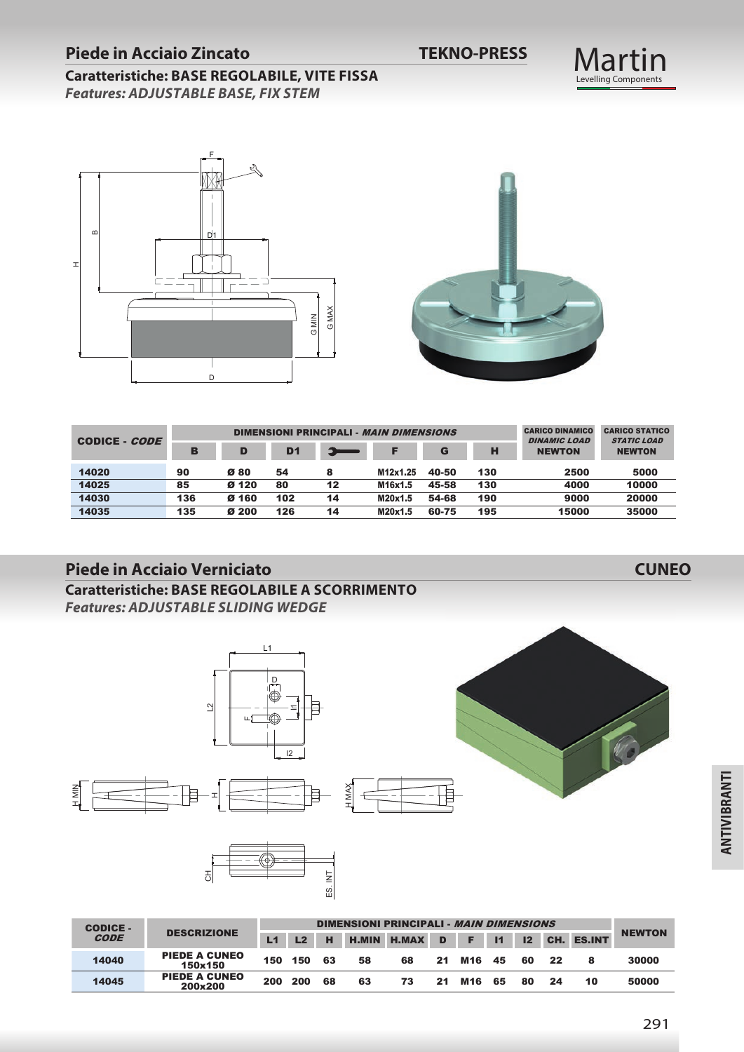## Piede in Acciaio Zincato — TEKNO-PRESS

**Caratteristiche: BASE REGOLABILE, VITE FISSA**

***Features: ADJUSTABLE BASE, FIX STEM***

| CODICE - *CODE* | DIMENSIONI PRINCIPALI - *MAIN DIMENSIONS* | | | | | | | CARICO DINAMICO *DINAMIC LOAD* NEWTON | CARICO STATICO *STATIC LOAD* NEWTON |
|---|---|---|---|---|---|---|---|---|---|
| | B | D | D1 | (chiave) | F | G | H | | |
| 14020 | 90 | Ø 80 | 54 | 8 | M12x1.25 | 40-50 | 130 | 2500 | 5000 |
| 14025 | 85 | Ø 120 | 80 | 12 | M16x1.5 | 45-58 | 130 | 4000 | 10000 |
| 14030 | 136 | Ø 160 | 102 | 14 | M20x1.5 | 54-68 | 190 | 9000 | 20000 |
| 14035 | 135 | Ø 200 | 126 | 14 | M20x1.5 | 60-75 | 195 | 15000 | 35000 |

## Piede in Acciaio Verniciato — CUNEO

**Caratteristiche: BASE REGOLABILE A SCORRIMENTO**

***Features: ADJUSTABLE SLIDING WEDGE***

| CODICE - *CODE* | DESCRIZIONE | DIMENSIONI PRINCIPALI - *MAIN DIMENSIONS* | | | | | | | | | | | NEWTON |
|---|---|---|---|---|---|---|---|---|---|---|---|---|---|
| | | L1 | L2 | H | H.MIN | H.MAX | D | F | I1 | I2 | CH. | ES.INT | |
| 14040 | PIEDE A CUNEO 150x150 | 150 | 150 | 63 | 58 | 68 | 21 | M16 | 45 | 60 | 22 | 8 | 30000 |
| 14045 | PIEDE A CUNEO 200x200 | 200 | 200 | 68 | 63 | 73 | 21 | M16 | 65 | 80 | 24 | 10 | 50000 |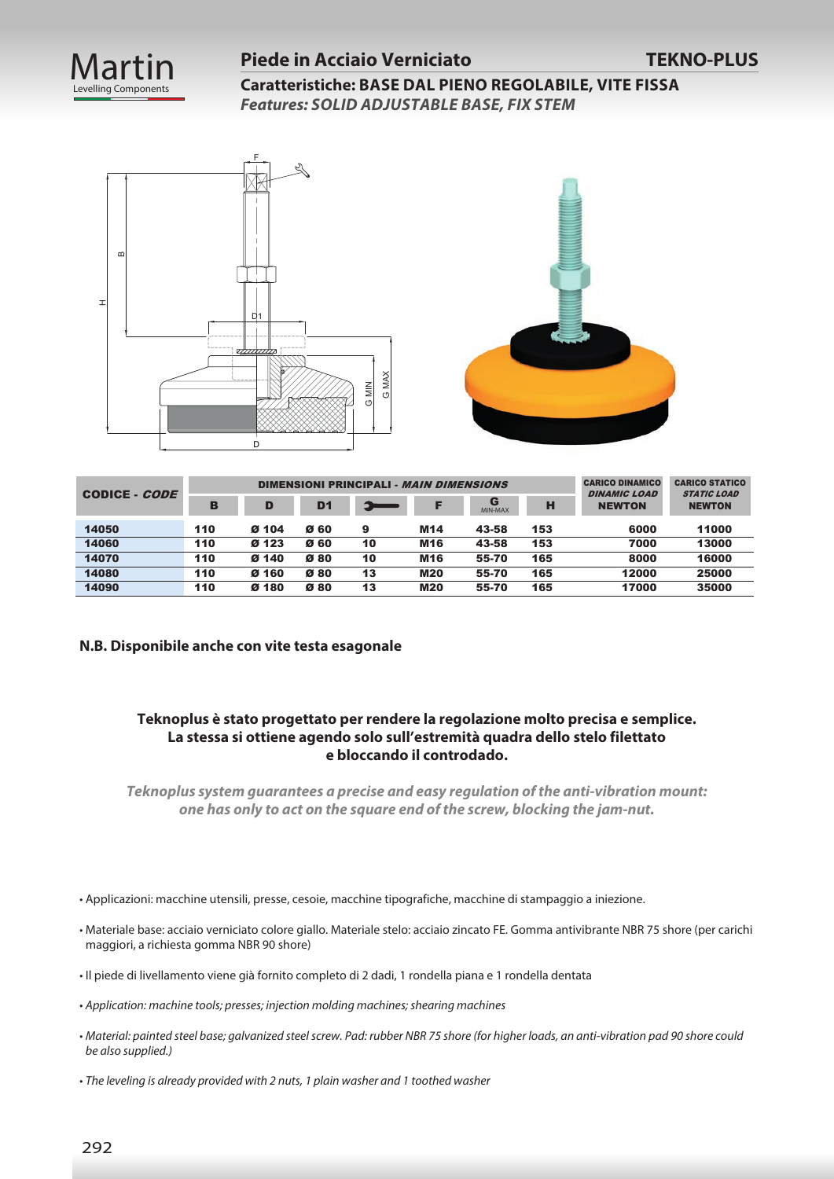# Piede in Acciaio Verniciato — TEKNO-PLUS

**Caratteristiche: BASE DAL PIENO REGOLABILE, VITE FISSA**

***Features: SOLID ADJUSTABLE BASE, FIX STEM***

| CODICE - *CODE* | DIMENSIONI PRINCIPALI - *MAIN DIMENSIONS* | | | | | | | CARICO DINAMICO *DINAMIC LOAD* | CARICO STATICO *STATIC LOAD* |
|---|---|---|---|---|---|---|---|---|---|
| | B | D | D1 | 🔧 | F | G MIN-MAX | H | NEWTON | NEWTON |
| 14050 | 110 | Ø 104 | Ø 60 | 9 | M14 | 43-58 | 153 | 6000 | 11000 |
| 14060 | 110 | Ø 123 | Ø 60 | 10 | M16 | 43-58 | 153 | 7000 | 13000 |
| 14070 | 110 | Ø 140 | Ø 80 | 10 | M16 | 55-70 | 165 | 8000 | 16000 |
| 14080 | 110 | Ø 160 | Ø 80 | 13 | M20 | 55-70 | 165 | 12000 | 25000 |
| 14090 | 110 | Ø 180 | Ø 80 | 13 | M20 | 55-70 | 165 | 17000 | 35000 |

**N.B. Disponibile anche con vite testa esagonale**

**Teknoplus è stato progettato per rendere la regolazione molto precisa e semplice. La stessa si ottiene agendo solo sull'estremità quadra dello stelo filettato e bloccando il controdado.**

***Teknoplus system guarantees a precise and easy regulation of the anti-vibration mount: one has only to act on the square end of the screw, blocking the jam-nut.***

- Applicazioni: macchine utensili, presse, cesoie, macchine tipografiche, macchine di stampaggio a iniezione.
- Materiale base: acciaio verniciato colore giallo. Materiale stelo: acciaio zincato FE. Gomma antivibrante NBR 75 shore (per carichi maggiori, a richiesta gomma NBR 90 shore)
- Il piede di livellamento viene già fornito completo di 2 dadi, 1 rondella piana e 1 rondella dentata
- *Application: machine tools; presses; injection molding machines; shearing machines*
- *Material: painted steel base; galvanized steel screw. Pad: rubber NBR 75 shore (for higher loads, an anti-vibration pad 90 shore could be also supplied.)*
- *The leveling is already provided with 2 nuts, 1 plain washer and 1 toothed washer*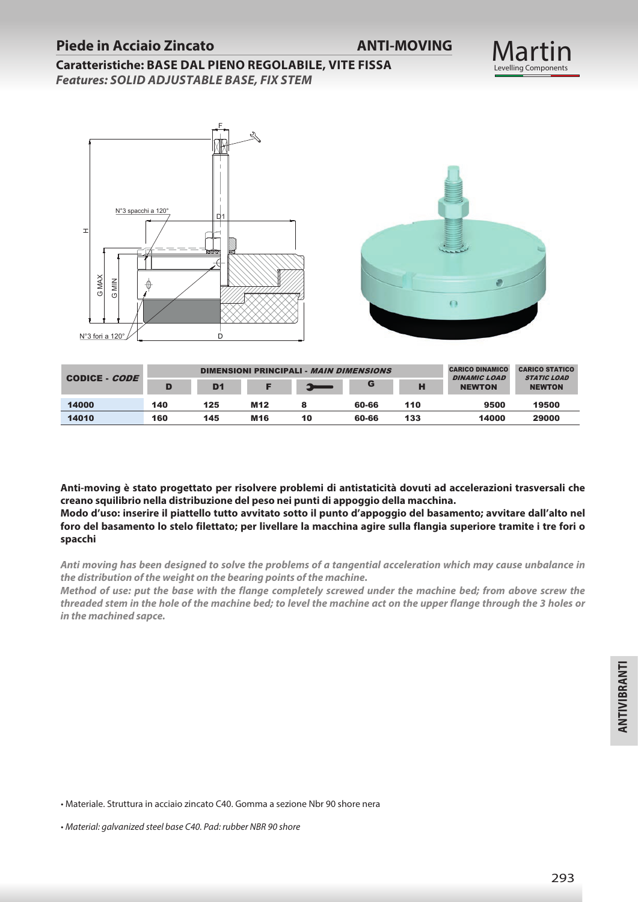# Piede in Acciaio Zincato — ANTI-MOVING

## Caratteristiche: BASE DAL PIENO REGOLABILE, VITE FISSA

***Features: SOLID ADJUSTABLE BASE, FIX STEM***

| CODICE - *CODE* | DIMENSIONI PRINCIPALI - *MAIN DIMENSIONS* | | | | | | CARICO DINAMICO *DINAMIC LOAD* NEWTON | CARICO STATICO *STATIC LOAD* NEWTON |
|---|---|---|---|---|---|---|---|---|
| | D | D1 | F | (chiave) | G | H | | |
| 14000 | 140 | 125 | M12 | 8 | 60-66 | 110 | 9500 | 19500 |
| 14010 | 160 | 145 | M16 | 10 | 60-66 | 133 | 14000 | 29000 |

**Anti-moving è stato progettato per risolvere problemi di antistaticità dovuti ad accelerazioni trasversali che creano squilibrio nella distribuzione del peso nei punti di appoggio della macchina.**
**Modo d'uso: inserire il piattello tutto avvitato sotto il punto d'appoggio del basamento; avvitare dall'alto nel foro del basamento lo stelo filettato; per livellare la macchina agire sulla flangia superiore tramite i tre fori o spacchi**

***Anti moving has been designed to solve the problems of a tangential acceleration which may cause unbalance in the distribution of the weight on the bearing points of the machine.***
***Method of use: put the base with the flange completely screwed under the machine bed; from above screw the threaded stem in the hole of the machine bed; to level the machine act on the upper flange through the 3 holes or in the machined sapce.***

- Materiale. Struttura in acciaio zincato C40. Gomma a sezione Nbr 90 shore nera

- *Material: galvanized steel base C40. Pad: rubber NBR 90 shore*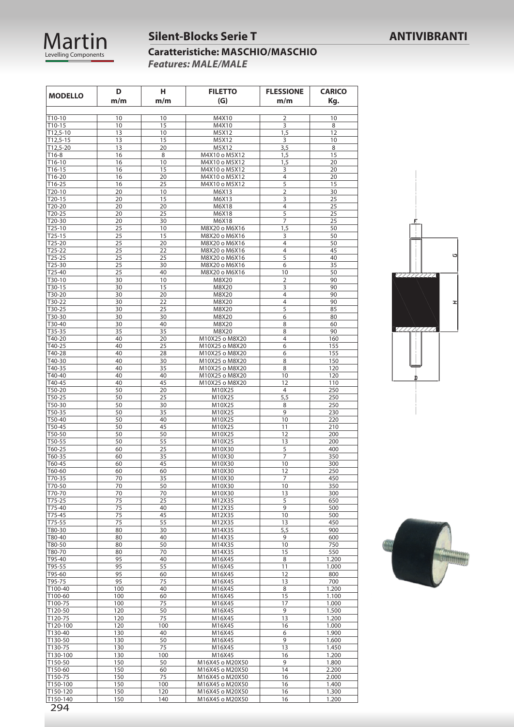# Silent-Blocks Serie T

## ANTIVIBRANTI

### Caratteristiche: MASCHIO/MASCHIO

***Features: MALE/MALE***

| MODELLO | D m/m | H m/m | FILETTO (G) | FLESSIONE m/m | CARICO Kg. |
|---|---|---|---|---|---|
| T10-10 | 10 | 10 | M4X10 | 2 | 10 |
| T10-15 | 10 | 15 | M4X10 | 3 | 8 |
| T12,5-10 | 13 | 10 | M5X12 | 1,5 | 12 |
| T12,5-15 | 13 | 15 | M5X12 | 3 | 10 |
| T12,5-20 | 13 | 20 | M5X12 | 3,5 | 8 |
| T16-8 | 16 | 8 | M4X10 o M5X12 | 1,5 | 15 |
| T16-10 | 16 | 10 | M4X10 o M5X12 | 1,5 | 20 |
| T16-15 | 16 | 15 | M4X10 o M5X12 | 3 | 20 |
| T16-20 | 16 | 20 | M4X10 o M5X12 | 4 | 20 |
| T16-25 | 16 | 25 | M4X10 o M5X12 | 5 | 15 |
| T20-10 | 20 | 10 | M6X13 | 2 | 30 |
| T20-15 | 20 | 15 | M6X13 | 3 | 25 |
| T20-20 | 20 | 20 | M6X18 | 4 | 25 |
| T20-25 | 20 | 25 | M6X18 | 5 | 25 |
| T20-30 | 20 | 30 | M6X18 | 7 | 25 |
| T25-10 | 25 | 10 | M8X20 o M6X16 | 1,5 | 50 |
| T25-15 | 25 | 15 | M8X20 o M6X16 | 3 | 50 |
| T25-20 | 25 | 20 | M8X20 o M6X16 | 4 | 50 |
| T25-22 | 25 | 22 | M8X20 o M6X16 | 4 | 45 |
| T25-25 | 25 | 25 | M8X20 o M6X16 | 5 | 40 |
| T25-30 | 25 | 30 | M8X20 o M6X16 | 6 | 35 |
| T25-40 | 25 | 40 | M8X20 o M6X16 | 10 | 50 |
| T30-10 | 30 | 10 | M8X20 | 2 | 90 |
| T30-15 | 30 | 15 | M8X20 | 3 | 90 |
| T30-20 | 30 | 20 | M8X20 | 4 | 90 |
| T30-22 | 30 | 22 | M8X20 | 4 | 90 |
| T30-25 | 30 | 25 | M8X20 | 5 | 85 |
| T30-30 | 30 | 30 | M8X20 | 6 | 80 |
| T30-40 | 30 | 40 | M8X20 | 8 | 60 |
| T35-35 | 35 | 35 | M8X20 | 8 | 90 |
| T40-20 | 40 | 20 | M10X25 o M8X20 | 4 | 160 |
| T40-25 | 40 | 25 | M10X25 o M8X20 | 6 | 155 |
| T40-28 | 40 | 28 | M10X25 o M8X20 | 6 | 155 |
| T40-30 | 40 | 30 | M10X25 o M8X20 | 8 | 150 |
| T40-35 | 40 | 35 | M10X25 o M8X20 | 8 | 120 |
| T40-40 | 40 | 40 | M10X25 o M8X20 | 10 | 120 |
| T40-45 | 40 | 45 | M10X25 o M8X20 | 12 | 110 |
| T50-20 | 50 | 20 | M10X25 | 4 | 250 |
| T50-25 | 50 | 25 | M10X25 | 5,5 | 250 |
| T50-30 | 50 | 30 | M10X25 | 8 | 250 |
| T50-35 | 50 | 35 | M10X25 | 9 | 230 |
| T50-40 | 50 | 40 | M10X25 | 10 | 220 |
| T50-45 | 50 | 45 | M10X25 | 11 | 210 |
| T50-50 | 50 | 50 | M10X25 | 12 | 200 |
| T50-55 | 50 | 55 | M10X25 | 13 | 200 |
| T60-25 | 60 | 25 | M10X30 | 5 | 400 |
| T60-35 | 60 | 35 | M10X30 | 7 | 350 |
| T60-45 | 60 | 45 | M10X30 | 10 | 300 |
| T60-60 | 60 | 60 | M10X30 | 12 | 250 |
| T70-35 | 70 | 35 | M10X30 | 7 | 450 |
| T70-50 | 70 | 50 | M10X30 | 10 | 350 |
| T70-70 | 70 | 70 | M10X30 | 13 | 300 |
| T75-25 | 75 | 25 | M12X35 | 5 | 650 |
| T75-40 | 75 | 40 | M12X35 | 9 | 500 |
| T75-45 | 75 | 45 | M12X35 | 10 | 500 |
| T75-55 | 75 | 55 | M12X35 | 13 | 450 |
| T80-30 | 80 | 30 | M14X35 | 5,5 | 900 |
| T80-40 | 80 | 40 | M14X35 | 9 | 600 |
| T80-50 | 80 | 50 | M14X35 | 10 | 750 |
| T80-70 | 80 | 70 | M14X35 | 15 | 550 |
| T95-40 | 95 | 40 | M16X45 | 8 | 1.200 |
| T95-55 | 95 | 55 | M16X45 | 11 | 1.000 |
| T95-60 | 95 | 60 | M16X45 | 12 | 800 |
| T95-75 | 95 | 75 | M16X45 | 13 | 700 |
| T100-40 | 100 | 40 | M16X45 | 8 | 1.200 |
| T100-60 | 100 | 60 | M16X45 | 15 | 1.100 |
| T100-75 | 100 | 75 | M16X45 | 17 | 1.000 |
| T120-50 | 120 | 50 | M16X45 | 9 | 1.500 |
| T120-75 | 120 | 75 | M16X45 | 13 | 1.200 |
| T120-100 | 120 | 100 | M16X45 | 16 | 1.000 |
| T130-40 | 130 | 40 | M16X45 | 6 | 1.900 |
| T130-50 | 130 | 50 | M16X45 | 9 | 1.600 |
| T130-75 | 130 | 75 | M16X45 | 13 | 1.450 |
| T130-100 | 130 | 100 | M16X45 | 16 | 1.200 |
| T150-50 | 150 | 50 | M16X45 o M20X50 | 9 | 1.800 |
| T150-60 | 150 | 60 | M16X45 o M20X50 | 14 | 2.200 |
| T150-75 | 150 | 75 | M16X45 o M20X50 | 16 | 2.000 |
| T150-100 | 150 | 100 | M16X45 o M20X50 | 16 | 1.400 |
| T150-120 | 150 | 120 | M16X45 o M20X50 | 16 | 1.300 |
| T150-140 | 150 | 140 | M16X45 o M20X50 | 16 | 1.200 |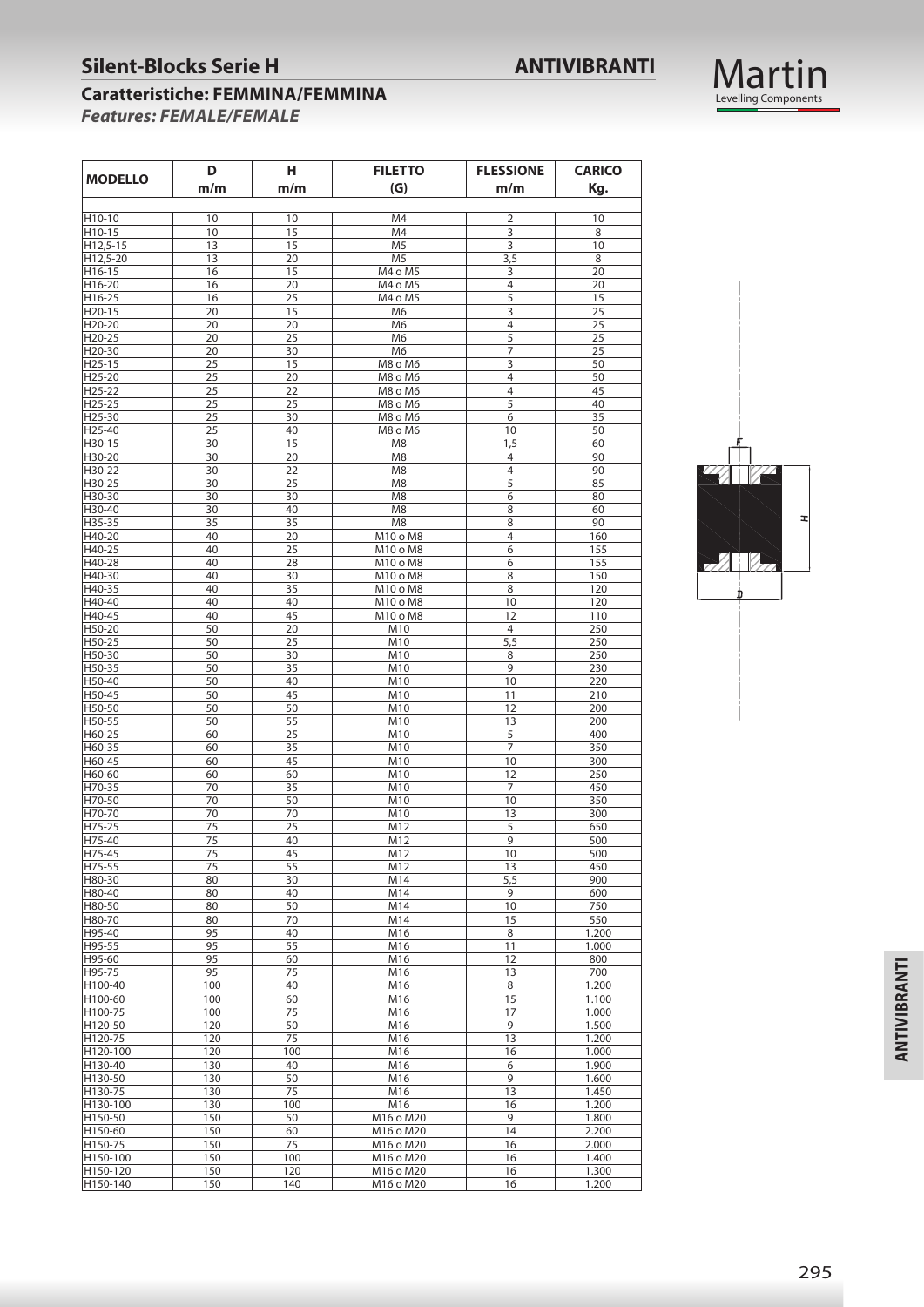# Silent-Blocks Serie H

**ANTIVIBRANTI**

## Caratteristiche: FEMMINA/FEMMINA

***Features: FEMALE/FEMALE***

| MODELLO | D m/m | H m/m | FILETTO (G) | FLESSIONE m/m | CARICO Kg. |
|---|---|---|---|---|---|
| H10-10 | 10 | 10 | M4 | 2 | 10 |
| H10-15 | 10 | 15 | M4 | 3 | 8 |
| H12,5-15 | 13 | 15 | M5 | 3 | 10 |
| H12,5-20 | 13 | 20 | M5 | 3,5 | 8 |
| H16-15 | 16 | 15 | M4 o M5 | 3 | 20 |
| H16-20 | 16 | 20 | M4 o M5 | 4 | 20 |
| H16-25 | 16 | 25 | M4 o M5 | 5 | 15 |
| H20-15 | 20 | 15 | M6 | 3 | 25 |
| H20-20 | 20 | 20 | M6 | 4 | 25 |
| H20-25 | 20 | 25 | M6 | 5 | 25 |
| H20-30 | 20 | 30 | M6 | 7 | 25 |
| H25-15 | 25 | 15 | M8 o M6 | 3 | 50 |
| H25-20 | 25 | 20 | M8 o M6 | 4 | 50 |
| H25-22 | 25 | 22 | M8 o M6 | 4 | 45 |
| H25-25 | 25 | 25 | M8 o M6 | 5 | 40 |
| H25-30 | 25 | 30 | M8 o M6 | 6 | 35 |
| H25-40 | 25 | 40 | M8 o M6 | 10 | 50 |
| H30-15 | 30 | 15 | M8 | 1,5 | 60 |
| H30-20 | 30 | 20 | M8 | 4 | 90 |
| H30-22 | 30 | 22 | M8 | 4 | 90 |
| H30-25 | 30 | 25 | M8 | 5 | 85 |
| H30-30 | 30 | 30 | M8 | 6 | 80 |
| H30-40 | 30 | 40 | M8 | 8 | 60 |
| H35-35 | 35 | 35 | M8 | 8 | 90 |
| H40-20 | 40 | 20 | M10 o M8 | 4 | 160 |
| H40-25 | 40 | 25 | M10 o M8 | 6 | 155 |
| H40-28 | 40 | 28 | M10 o M8 | 6 | 155 |
| H40-30 | 40 | 30 | M10 o M8 | 8 | 150 |
| H40-35 | 40 | 35 | M10 o M8 | 8 | 120 |
| H40-40 | 40 | 40 | M10 o M8 | 10 | 120 |
| H40-45 | 40 | 45 | M10 o M8 | 12 | 110 |
| H50-20 | 50 | 20 | M10 | 4 | 250 |
| H50-25 | 50 | 25 | M10 | 5,5 | 250 |
| H50-30 | 50 | 30 | M10 | 8 | 250 |
| H50-35 | 50 | 35 | M10 | 9 | 230 |
| H50-40 | 50 | 40 | M10 | 10 | 220 |
| H50-45 | 50 | 45 | M10 | 11 | 210 |
| H50-50 | 50 | 50 | M10 | 12 | 200 |
| H50-55 | 50 | 55 | M10 | 13 | 200 |
| H60-25 | 60 | 25 | M10 | 5 | 400 |
| H60-35 | 60 | 35 | M10 | 7 | 350 |
| H60-45 | 60 | 45 | M10 | 10 | 300 |
| H60-60 | 60 | 60 | M10 | 12 | 250 |
| H70-35 | 70 | 35 | M10 | 7 | 450 |
| H70-50 | 70 | 50 | M10 | 10 | 350 |
| H70-70 | 70 | 70 | M10 | 13 | 300 |
| H75-25 | 75 | 25 | M12 | 5 | 650 |
| H75-40 | 75 | 40 | M12 | 9 | 500 |
| H75-45 | 75 | 45 | M12 | 10 | 500 |
| H75-55 | 75 | 55 | M12 | 13 | 450 |
| H80-30 | 80 | 30 | M14 | 5,5 | 900 |
| H80-40 | 80 | 40 | M14 | 9 | 600 |
| H80-50 | 80 | 50 | M14 | 10 | 750 |
| H80-70 | 80 | 70 | M14 | 15 | 550 |
| H95-40 | 95 | 40 | M16 | 8 | 1.200 |
| H95-55 | 95 | 55 | M16 | 11 | 1.000 |
| H95-60 | 95 | 60 | M16 | 12 | 800 |
| H95-75 | 95 | 75 | M16 | 13 | 700 |
| H100-40 | 100 | 40 | M16 | 8 | 1.200 |
| H100-60 | 100 | 60 | M16 | 15 | 1.100 |
| H100-75 | 100 | 75 | M16 | 17 | 1.000 |
| H120-50 | 120 | 50 | M16 | 9 | 1.500 |
| H120-75 | 120 | 75 | M16 | 13 | 1.200 |
| H120-100 | 120 | 100 | M16 | 16 | 1.000 |
| H130-40 | 130 | 40 | M16 | 6 | 1.900 |
| H130-50 | 130 | 50 | M16 | 9 | 1.600 |
| H130-75 | 130 | 75 | M16 | 13 | 1.450 |
| H130-100 | 130 | 100 | M16 | 16 | 1.200 |
| H150-50 | 150 | 50 | M16 o M20 | 9 | 1.800 |
| H150-60 | 150 | 60 | M16 o M20 | 14 | 2.200 |
| H150-75 | 150 | 75 | M16 o M20 | 16 | 2.000 |
| H150-100 | 150 | 100 | M16 o M20 | 16 | 1.400 |
| H150-120 | 150 | 120 | M16 o M20 | 16 | 1.300 |
| H150-140 | 150 | 140 | M16 o M20 | 16 | 1.200 |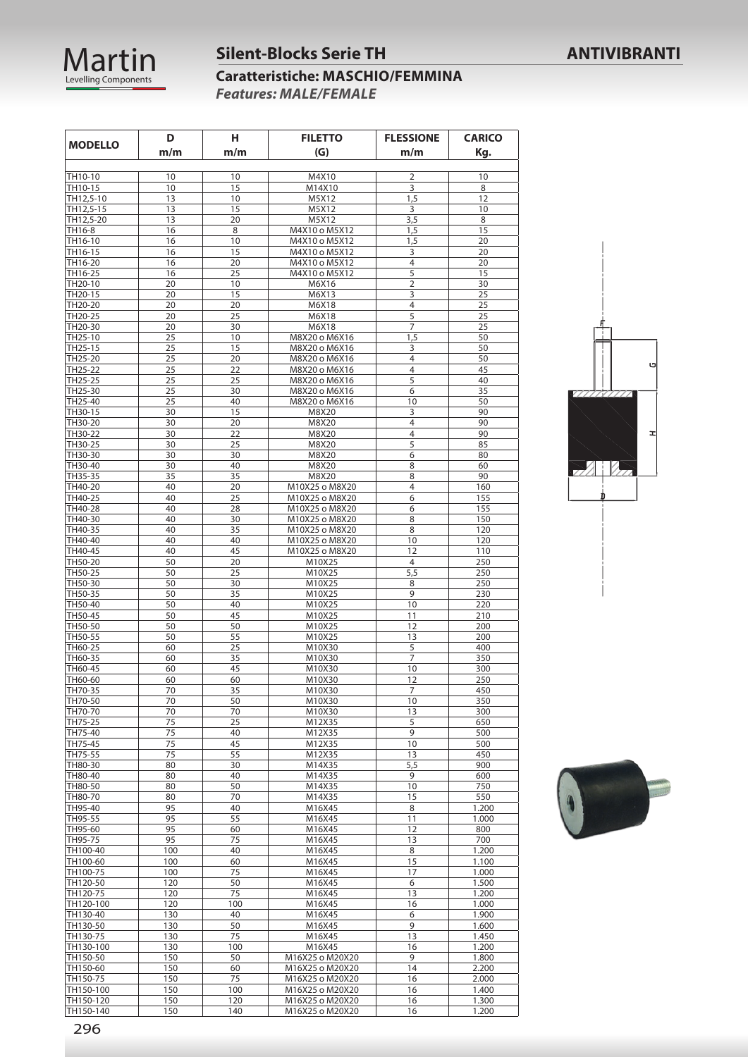# Silent-Blocks Serie TH

**ANTIVIBRANTI**

## Caratteristiche: MASCHIO/FEMMINA

***Features: MALE/FEMALE***

| MODELLO | D m/m | H m/m | FILETTO (G) | FLESSIONE m/m | CARICO Kg. |
|---|---|---|---|---|---|
| TH10-10 | 10 | 10 | M4X10 | 2 | 10 |
| TH10-15 | 10 | 15 | M14X10 | 3 | 8 |
| TH12,5-10 | 13 | 10 | M5X12 | 1,5 | 12 |
| TH12,5-15 | 13 | 15 | M5X12 | 3 | 10 |
| TH12,5-20 | 13 | 20 | M5X12 | 3,5 | 8 |
| TH16-8 | 16 | 8 | M4X10 o M5X12 | 1,5 | 15 |
| TH16-10 | 16 | 10 | M4X10 o M5X12 | 1,5 | 20 |
| TH16-15 | 16 | 15 | M4X10 o M5X12 | 3 | 20 |
| TH16-20 | 16 | 20 | M4X10 o M5X12 | 4 | 20 |
| TH16-25 | 16 | 25 | M4X10 o M5X12 | 5 | 15 |
| TH20-10 | 20 | 10 | M6X16 | 2 | 30 |
| TH20-15 | 20 | 15 | M6X13 | 3 | 25 |
| TH20-20 | 20 | 20 | M6X18 | 4 | 25 |
| TH20-25 | 20 | 25 | M6X18 | 5 | 25 |
| TH20-30 | 20 | 30 | M6X18 | 7 | 25 |
| TH25-10 | 25 | 10 | M8X20 o M6X16 | 1,5 | 50 |
| TH25-15 | 25 | 15 | M8X20 o M6X16 | 3 | 50 |
| TH25-20 | 25 | 20 | M8X20 o M6X16 | 4 | 50 |
| TH25-22 | 25 | 22 | M8X20 o M6X16 | 4 | 45 |
| TH25-25 | 25 | 25 | M8X20 o M6X16 | 5 | 40 |
| TH25-30 | 25 | 30 | M8X20 o M6X16 | 6 | 35 |
| TH25-40 | 25 | 40 | M8X20 o M6X16 | 10 | 50 |
| TH30-15 | 30 | 15 | M8X20 | 3 | 90 |
| TH30-20 | 30 | 20 | M8X20 | 4 | 90 |
| TH30-22 | 30 | 22 | M8X20 | 4 | 90 |
| TH30-25 | 30 | 25 | M8X20 | 5 | 85 |
| TH30-30 | 30 | 30 | M8X20 | 6 | 80 |
| TH30-40 | 30 | 40 | M8X20 | 8 | 60 |
| TH35-35 | 35 | 35 | M8X20 | 8 | 90 |
| TH40-20 | 40 | 20 | M10X25 o M8X20 | 4 | 160 |
| TH40-25 | 40 | 25 | M10X25 o M8X20 | 6 | 155 |
| TH40-28 | 40 | 28 | M10X25 o M8X20 | 6 | 155 |
| TH40-30 | 40 | 30 | M10X25 o M8X20 | 8 | 150 |
| TH40-35 | 40 | 35 | M10X25 o M8X20 | 8 | 120 |
| TH40-40 | 40 | 40 | M10X25 o M8X20 | 10 | 120 |
| TH40-45 | 40 | 45 | M10X25 o M8X20 | 12 | 110 |
| TH50-20 | 50 | 20 | M10X25 | 4 | 250 |
| TH50-25 | 50 | 25 | M10X25 | 5,5 | 250 |
| TH50-30 | 50 | 30 | M10X25 | 8 | 250 |
| TH50-35 | 50 | 35 | M10X25 | 9 | 230 |
| TH50-40 | 50 | 40 | M10X25 | 10 | 220 |
| TH50-45 | 50 | 45 | M10X25 | 11 | 210 |
| TH50-50 | 50 | 50 | M10X25 | 12 | 200 |
| TH50-55 | 50 | 55 | M10X25 | 13 | 200 |
| TH60-25 | 60 | 25 | M10X30 | 5 | 400 |
| TH60-35 | 60 | 35 | M10X30 | 7 | 350 |
| TH60-45 | 60 | 45 | M10X30 | 10 | 300 |
| TH60-60 | 60 | 60 | M10X30 | 12 | 250 |
| TH70-35 | 70 | 35 | M10X30 | 7 | 450 |
| TH70-50 | 70 | 50 | M10X30 | 10 | 350 |
| TH70-70 | 70 | 70 | M10X30 | 13 | 300 |
| TH75-25 | 75 | 25 | M12X35 | 5 | 650 |
| TH75-40 | 75 | 40 | M12X35 | 9 | 500 |
| TH75-45 | 75 | 45 | M12X35 | 10 | 500 |
| TH75-55 | 75 | 55 | M12X35 | 13 | 450 |
| TH80-30 | 80 | 30 | M14X35 | 5,5 | 900 |
| TH80-40 | 80 | 40 | M14X35 | 9 | 600 |
| TH80-50 | 80 | 50 | M14X35 | 10 | 750 |
| TH80-70 | 80 | 70 | M14X35 | 15 | 550 |
| TH95-40 | 95 | 40 | M16X45 | 8 | 1.200 |
| TH95-55 | 95 | 55 | M16X45 | 11 | 1.000 |
| TH95-60 | 95 | 60 | M16X45 | 12 | 800 |
| TH95-75 | 95 | 75 | M16X45 | 13 | 700 |
| TH100-40 | 100 | 40 | M16X45 | 8 | 1.200 |
| TH100-60 | 100 | 60 | M16X45 | 15 | 1.100 |
| TH100-75 | 100 | 75 | M16X45 | 17 | 1.000 |
| TH120-50 | 120 | 50 | M16X45 | 6 | 1.500 |
| TH120-75 | 120 | 75 | M16X45 | 13 | 1.200 |
| TH120-100 | 120 | 100 | M16X45 | 16 | 1.000 |
| TH130-40 | 130 | 40 | M16X45 | 6 | 1.900 |
| TH130-50 | 130 | 50 | M16X45 | 9 | 1.600 |
| TH130-75 | 130 | 75 | M16X45 | 13 | 1.450 |
| TH130-100 | 130 | 100 | M16X45 | 16 | 1.200 |
| TH150-50 | 150 | 50 | M16X25 o M20X20 | 9 | 1.800 |
| TH150-60 | 150 | 60 | M16X25 o M20X20 | 14 | 2.200 |
| TH150-75 | 150 | 75 | M16X25 o M20X20 | 16 | 2.000 |
| TH150-100 | 150 | 100 | M16X25 o M20X20 | 16 | 1.400 |
| TH150-120 | 150 | 120 | M16X25 o M20X20 | 16 | 1.300 |
| TH150-140 | 150 | 140 | M16X25 o M20X20 | 16 | 1.200 |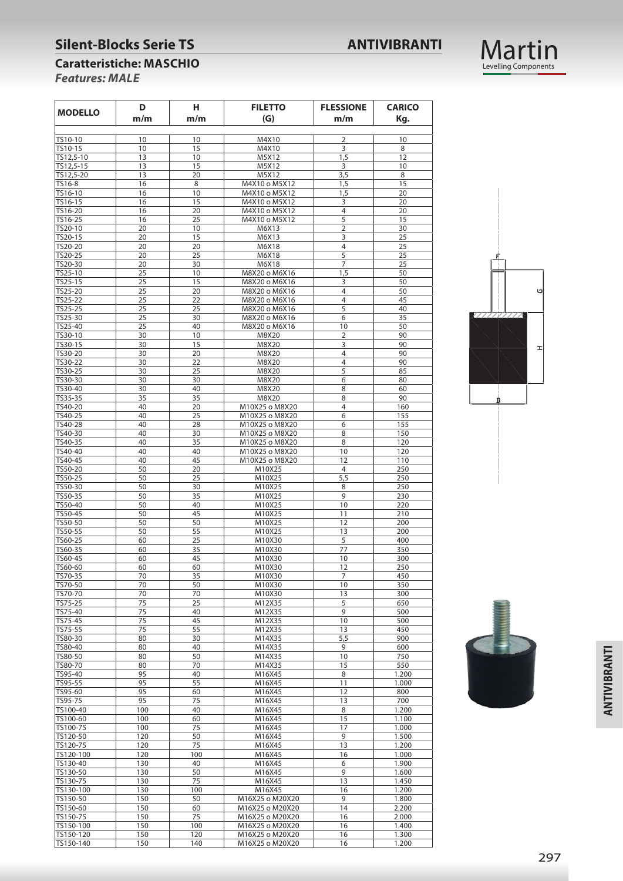## Silent-Blocks Serie TS

## ANTIVIBRANTI

### Caratteristiche: MASCHIO

***Features: MALE***

| MODELLO | D m/m | H m/m | FILETTO (G) | FLESSIONE m/m | CARICO Kg. |
|---|---|---|---|---|---|
| TS10-10 | 10 | 10 | M4X10 | 2 | 10 |
| TS10-15 | 10 | 15 | M4X10 | 3 | 8 |
| TS12,5-10 | 13 | 10 | M5X12 | 1,5 | 12 |
| TS12,5-15 | 13 | 15 | M5X12 | 3 | 10 |
| TS12,5-20 | 13 | 20 | M5X12 | 3,5 | 8 |
| TS16-8 | 16 | 8 | M4X10 o M5X12 | 1,5 | 15 |
| TS16-10 | 16 | 10 | M4X10 o M5X12 | 1,5 | 20 |
| TS16-15 | 16 | 15 | M4X10 o M5X12 | 3 | 20 |
| TS16-20 | 16 | 20 | M4X10 o M5X12 | 4 | 20 |
| TS16-25 | 16 | 25 | M4X10 o M5X12 | 5 | 15 |
| TS20-10 | 20 | 10 | M6X13 | 2 | 30 |
| TS20-15 | 20 | 15 | M6X13 | 3 | 25 |
| TS20-20 | 20 | 20 | M6X18 | 4 | 25 |
| TS20-25 | 20 | 25 | M6X18 | 5 | 25 |
| TS20-30 | 20 | 30 | M6X18 | 7 | 25 |
| TS25-10 | 25 | 10 | M8X20 o M6X16 | 1,5 | 50 |
| TS25-15 | 25 | 15 | M8X20 o M6X16 | 3 | 50 |
| TS25-20 | 25 | 20 | M8X20 o M6X16 | 4 | 50 |
| TS25-22 | 25 | 22 | M8X20 o M6X16 | 4 | 45 |
| TS25-25 | 25 | 25 | M8X20 o M6X16 | 5 | 40 |
| TS25-30 | 25 | 30 | M8X20 o M6X16 | 6 | 35 |
| TS25-40 | 25 | 40 | M8X20 o M6X16 | 10 | 50 |
| TS30-10 | 30 | 10 | M8X20 | 2 | 90 |
| TS30-15 | 30 | 15 | M8X20 | 3 | 90 |
| TS30-20 | 30 | 20 | M8X20 | 4 | 90 |
| TS30-22 | 30 | 22 | M8X20 | 4 | 90 |
| TS30-25 | 30 | 25 | M8X20 | 5 | 85 |
| TS30-30 | 30 | 30 | M8X20 | 6 | 80 |
| TS30-40 | 30 | 40 | M8X20 | 8 | 60 |
| TS35-35 | 35 | 35 | M8X20 | 8 | 90 |
| TS40-20 | 40 | 20 | M10X25 o M8X20 | 4 | 160 |
| TS40-25 | 40 | 25 | M10X25 o M8X20 | 6 | 155 |
| TS40-28 | 40 | 28 | M10X25 o M8X20 | 6 | 155 |
| TS40-30 | 40 | 30 | M10X25 o M8X20 | 8 | 150 |
| TS40-35 | 40 | 35 | M10X25 o M8X20 | 8 | 120 |
| TS40-40 | 40 | 40 | M10X25 o M8X20 | 10 | 120 |
| TS40-45 | 40 | 45 | M10X25 o M8X20 | 12 | 110 |
| TS50-20 | 50 | 20 | M10X25 | 4 | 250 |
| TS50-25 | 50 | 25 | M10X25 | 5,5 | 250 |
| TS50-30 | 50 | 30 | M10X25 | 8 | 250 |
| TS50-35 | 50 | 35 | M10X25 | 9 | 230 |
| TS50-40 | 50 | 40 | M10X25 | 10 | 220 |
| TS50-45 | 50 | 45 | M10X25 | 11 | 210 |
| TS50-50 | 50 | 50 | M10X25 | 12 | 200 |
| TS50-55 | 50 | 55 | M10X25 | 13 | 200 |
| TS60-25 | 60 | 25 | M10X30 | 5 | 400 |
| TS60-35 | 60 | 35 | M10X30 | 77 | 350 |
| TS60-45 | 60 | 45 | M10X30 | 10 | 300 |
| TS60-60 | 60 | 60 | M10X30 | 12 | 250 |
| TS70-35 | 70 | 35 | M10X30 | 7 | 450 |
| TS70-50 | 70 | 50 | M10X30 | 10 | 350 |
| TS70-70 | 70 | 70 | M10X30 | 13 | 300 |
| TS75-25 | 75 | 25 | M12X35 | 5 | 650 |
| TS75-40 | 75 | 40 | M12X35 | 9 | 500 |
| TS75-45 | 75 | 45 | M12X35 | 10 | 500 |
| TS75-55 | 75 | 55 | M12X35 | 13 | 450 |
| TS80-30 | 80 | 30 | M14X35 | 5,5 | 900 |
| TS80-40 | 80 | 40 | M14X35 | 9 | 600 |
| TS80-50 | 80 | 50 | M14X35 | 10 | 750 |
| TS80-70 | 80 | 70 | M14X35 | 15 | 550 |
| TS95-40 | 95 | 40 | M16X45 | 8 | 1.200 |
| TS95-55 | 95 | 55 | M16X45 | 11 | 1.000 |
| TS95-60 | 95 | 60 | M16X45 | 12 | 800 |
| TS95-75 | 95 | 75 | M16X45 | 13 | 700 |
| TS100-40 | 100 | 40 | M16X45 | 8 | 1.200 |
| TS100-60 | 100 | 60 | M16X45 | 15 | 1.100 |
| TS100-75 | 100 | 75 | M16X45 | 17 | 1.000 |
| TS120-50 | 120 | 50 | M16X45 | 9 | 1.500 |
| TS120-75 | 120 | 75 | M16X45 | 13 | 1.200 |
| TS120-100 | 120 | 100 | M16X45 | 16 | 1.000 |
| TS130-40 | 130 | 40 | M16X45 | 6 | 1.900 |
| TS130-50 | 130 | 50 | M16X45 | 9 | 1.600 |
| TS130-75 | 130 | 75 | M16X45 | 13 | 1.450 |
| TS130-100 | 130 | 100 | M16X45 | 16 | 1.200 |
| TS150-50 | 150 | 50 | M16X25 o M20X20 | 9 | 1.800 |
| TS150-60 | 150 | 60 | M16X25 o M20X20 | 14 | 2.200 |
| TS150-75 | 150 | 75 | M16X25 o M20X20 | 16 | 2.000 |
| TS150-100 | 150 | 100 | M16X25 o M20X20 | 16 | 1.400 |
| TS150-120 | 150 | 120 | M16X25 o M20X20 | 16 | 1.300 |
| TS150-140 | 150 | 140 | M16X25 o M20X20 | 16 | 1.200 |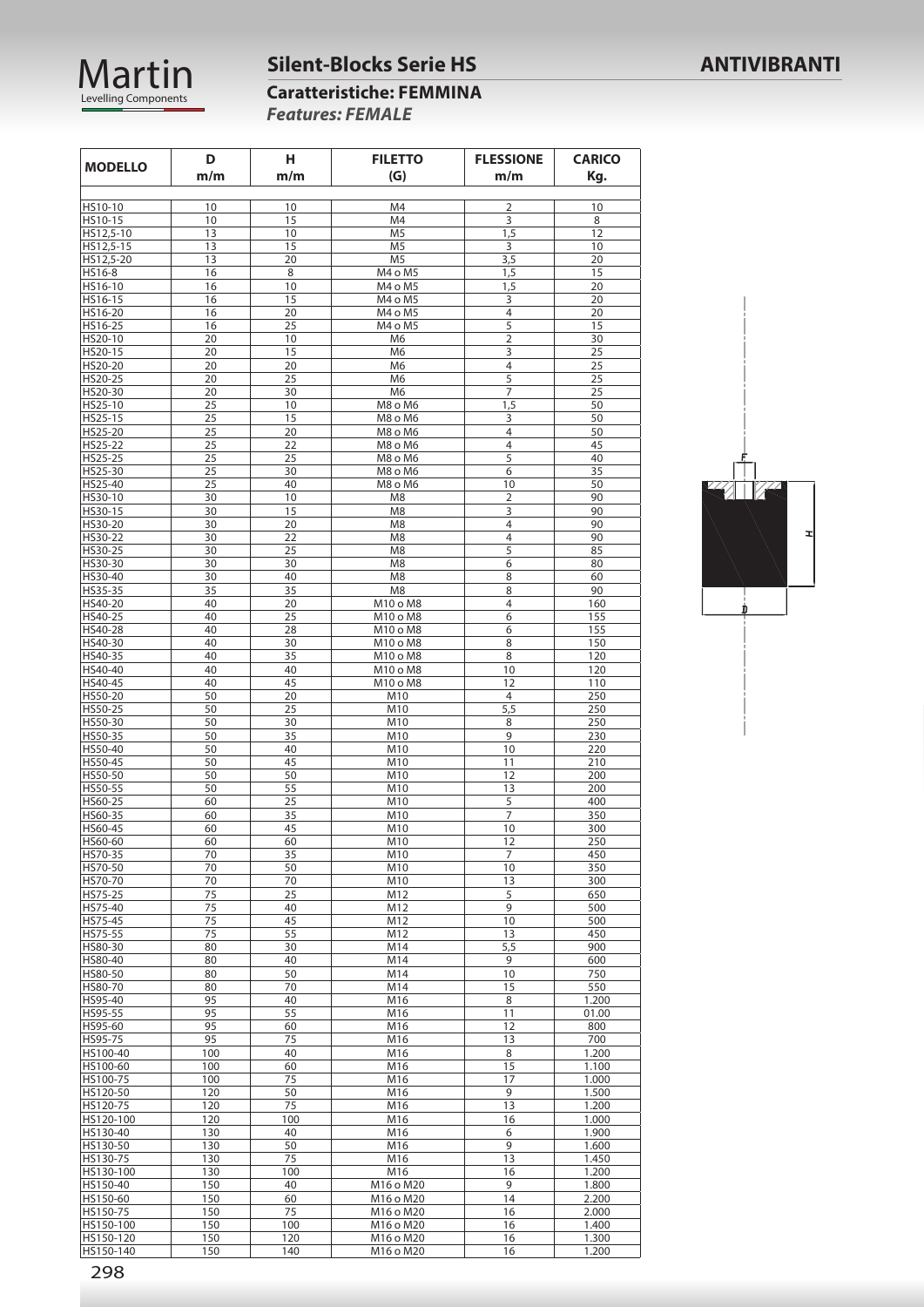# Silent-Blocks Serie HS

**ANTIVIBRANTI**

## Caratteristiche: FEMMINA

***Features: FEMALE***

| MODELLO | D m/m | H m/m | FILETTO (G) | FLESSIONE m/m | CARICO Kg. |
|---|---|---|---|---|---|
| HS10-10 | 10 | 10 | M4 | 2 | 10 |
| HS10-15 | 10 | 15 | M4 | 3 | 8 |
| HS12,5-10 | 13 | 10 | M5 | 1,5 | 12 |
| HS12,5-15 | 13 | 15 | M5 | 3 | 10 |
| HS12,5-20 | 13 | 20 | M5 | 3,5 | 20 |
| HS16-8 | 16 | 8 | M4 o M5 | 1,5 | 15 |
| HS16-10 | 16 | 10 | M4 o M5 | 1,5 | 20 |
| HS16-15 | 16 | 15 | M4 o M5 | 3 | 20 |
| HS16-20 | 16 | 20 | M4 o M5 | 4 | 20 |
| HS16-25 | 16 | 25 | M4 o M5 | 5 | 15 |
| HS20-10 | 20 | 10 | M6 | 2 | 30 |
| HS20-15 | 20 | 15 | M6 | 3 | 25 |
| HS20-20 | 20 | 20 | M6 | 4 | 25 |
| HS20-25 | 20 | 25 | M6 | 5 | 25 |
| HS20-30 | 20 | 30 | M6 | 7 | 25 |
| HS25-10 | 25 | 10 | M8 o M6 | 1,5 | 50 |
| HS25-15 | 25 | 15 | M8 o M6 | 3 | 50 |
| HS25-20 | 25 | 20 | M8 o M6 | 4 | 50 |
| HS25-22 | 25 | 22 | M8 o M6 | 4 | 45 |
| HS25-25 | 25 | 25 | M8 o M6 | 5 | 40 |
| HS25-30 | 25 | 30 | M8 o M6 | 6 | 35 |
| HS25-40 | 25 | 40 | M8 o M6 | 10 | 50 |
| HS30-10 | 30 | 10 | M8 | 2 | 90 |
| HS30-15 | 30 | 15 | M8 | 3 | 90 |
| HS30-20 | 30 | 20 | M8 | 4 | 90 |
| HS30-22 | 30 | 22 | M8 | 4 | 90 |
| HS30-25 | 30 | 25 | M8 | 5 | 85 |
| HS30-30 | 30 | 30 | M8 | 6 | 80 |
| HS30-40 | 30 | 40 | M8 | 8 | 60 |
| HS35-35 | 35 | 35 | M8 | 8 | 90 |
| HS40-20 | 40 | 20 | M10 o M8 | 4 | 160 |
| HS40-25 | 40 | 25 | M10 o M8 | 6 | 155 |
| HS40-28 | 40 | 28 | M10 o M8 | 6 | 155 |
| HS40-30 | 40 | 30 | M10 o M8 | 8 | 150 |
| HS40-35 | 40 | 35 | M10 o M8 | 8 | 120 |
| HS40-40 | 40 | 40 | M10 o M8 | 10 | 120 |
| HS40-45 | 40 | 45 | M10 o M8 | 12 | 110 |
| HS50-20 | 50 | 20 | M10 | 4 | 250 |
| HS50-25 | 50 | 25 | M10 | 5,5 | 250 |
| HS50-30 | 50 | 30 | M10 | 8 | 250 |
| HS50-35 | 50 | 35 | M10 | 9 | 230 |
| HS50-40 | 50 | 40 | M10 | 10 | 220 |
| HS50-45 | 50 | 45 | M10 | 11 | 210 |
| HS50-50 | 50 | 50 | M10 | 12 | 200 |
| HS50-55 | 50 | 55 | M10 | 13 | 200 |
| HS60-25 | 60 | 25 | M10 | 5 | 400 |
| HS60-35 | 60 | 35 | M10 | 7 | 350 |
| HS60-45 | 60 | 45 | M10 | 10 | 300 |
| HS60-60 | 60 | 60 | M10 | 12 | 250 |
| HS70-35 | 70 | 35 | M10 | 7 | 450 |
| HS70-50 | 70 | 50 | M10 | 10 | 350 |
| HS70-70 | 70 | 70 | M10 | 13 | 300 |
| HS75-25 | 75 | 25 | M12 | 5 | 650 |
| HS75-40 | 75 | 40 | M12 | 9 | 500 |
| HS75-45 | 75 | 45 | M12 | 10 | 500 |
| HS75-55 | 75 | 55 | M12 | 13 | 450 |
| HS80-30 | 80 | 30 | M14 | 5,5 | 900 |
| HS80-40 | 80 | 40 | M14 | 9 | 600 |
| HS80-50 | 80 | 50 | M14 | 10 | 750 |
| HS80-70 | 80 | 70 | M14 | 15 | 550 |
| HS95-40 | 95 | 40 | M16 | 8 | 1.200 |
| HS95-55 | 95 | 55 | M16 | 11 | 01.00 |
| HS95-60 | 95 | 60 | M16 | 12 | 800 |
| HS95-75 | 95 | 75 | M16 | 13 | 700 |
| HS100-40 | 100 | 40 | M16 | 8 | 1.200 |
| HS100-60 | 100 | 60 | M16 | 15 | 1.100 |
| HS100-75 | 100 | 75 | M16 | 17 | 1.000 |
| HS120-50 | 120 | 50 | M16 | 9 | 1.500 |
| HS120-75 | 120 | 75 | M16 | 13 | 1.200 |
| HS120-100 | 120 | 100 | M16 | 16 | 1.000 |
| HS130-40 | 130 | 40 | M16 | 6 | 1.900 |
| HS130-50 | 130 | 50 | M16 | 9 | 1.600 |
| HS130-75 | 130 | 75 | M16 | 13 | 1.450 |
| HS130-100 | 130 | 100 | M16 | 16 | 1.200 |
| HS150-40 | 150 | 40 | M16 o M20 | 9 | 1.800 |
| HS150-60 | 150 | 60 | M16 o M20 | 14 | 2.200 |
| HS150-75 | 150 | 75 | M16 o M20 | 16 | 2.000 |
| HS150-100 | 150 | 100 | M16 o M20 | 16 | 1.400 |
| HS150-120 | 150 | 120 | M16 o M20 | 16 | 1.300 |
| HS150-140 | 150 | 140 | M16 o M20 | 16 | 1.200 |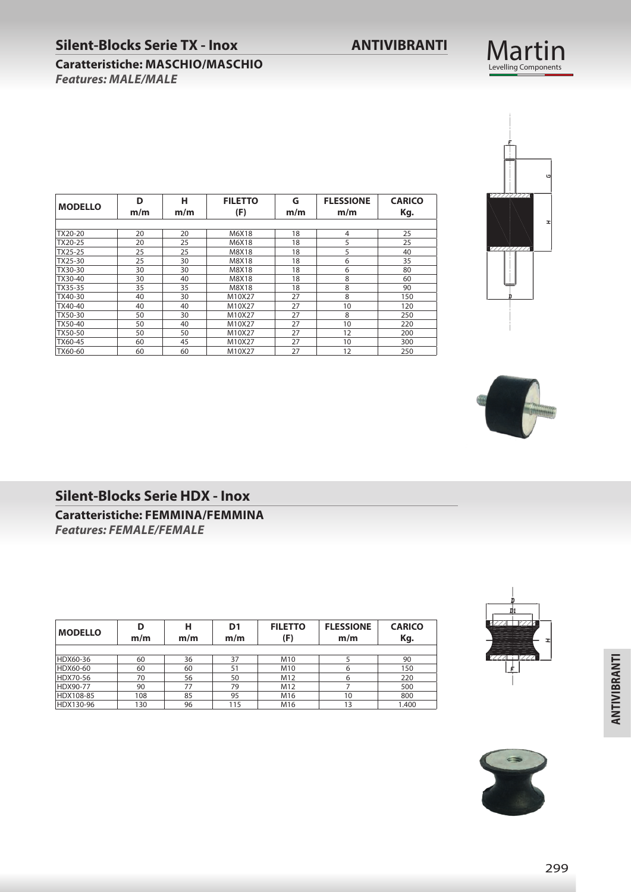## Silent-Blocks Serie TX - Inox

**ANTIVIBRANTI**

### Caratteristiche: MASCHIO/MASCHIO

***Features: MALE/MALE***

| MODELLO | D m/m | H m/m | FILETTO (F) | G m/m | FLESSIONE m/m | CARICO Kg. |
|---|---|---|---|---|---|---|
| TX20-20 | 20 | 20 | M6X18 | 18 | 4 | 25 |
| TX20-25 | 20 | 25 | M6X18 | 18 | 5 | 25 |
| TX25-25 | 25 | 25 | M8X18 | 18 | 5 | 40 |
| TX25-30 | 25 | 30 | M8X18 | 18 | 6 | 35 |
| TX30-30 | 30 | 30 | M8X18 | 18 | 6 | 80 |
| TX30-40 | 30 | 40 | M8X18 | 18 | 8 | 60 |
| TX35-35 | 35 | 35 | M8X18 | 18 | 8 | 90 |
| TX40-30 | 40 | 30 | M10X27 | 27 | 8 | 150 |
| TX40-40 | 40 | 40 | M10X27 | 27 | 10 | 120 |
| TX50-30 | 50 | 30 | M10X27 | 27 | 8 | 250 |
| TX50-40 | 50 | 40 | M10X27 | 27 | 10 | 220 |
| TX50-50 | 50 | 50 | M10X27 | 27 | 12 | 200 |
| TX60-45 | 60 | 45 | M10X27 | 27 | 10 | 300 |
| TX60-60 | 60 | 60 | M10X27 | 27 | 12 | 250 |

## Silent-Blocks Serie HDX - Inox

### Caratteristiche: FEMMINA/FEMMINA

***Features: FEMALE/FEMALE***

| MODELLO | D m/m | H m/m | D1 m/m | FILETTO (F) | FLESSIONE m/m | CARICO Kg. |
|---|---|---|---|---|---|---|
| HDX60-36 | 60 | 36 | 37 | M10 | 5 | 90 |
| HDX60-60 | 60 | 60 | 51 | M10 | 6 | 150 |
| HDX70-56 | 70 | 56 | 50 | M12 | 6 | 220 |
| HDX90-77 | 90 | 77 | 79 | M12 | 7 | 500 |
| HDX108-85 | 108 | 85 | 95 | M16 | 10 | 800 |
| HDX130-96 | 130 | 96 | 115 | M16 | 13 | 1.400 |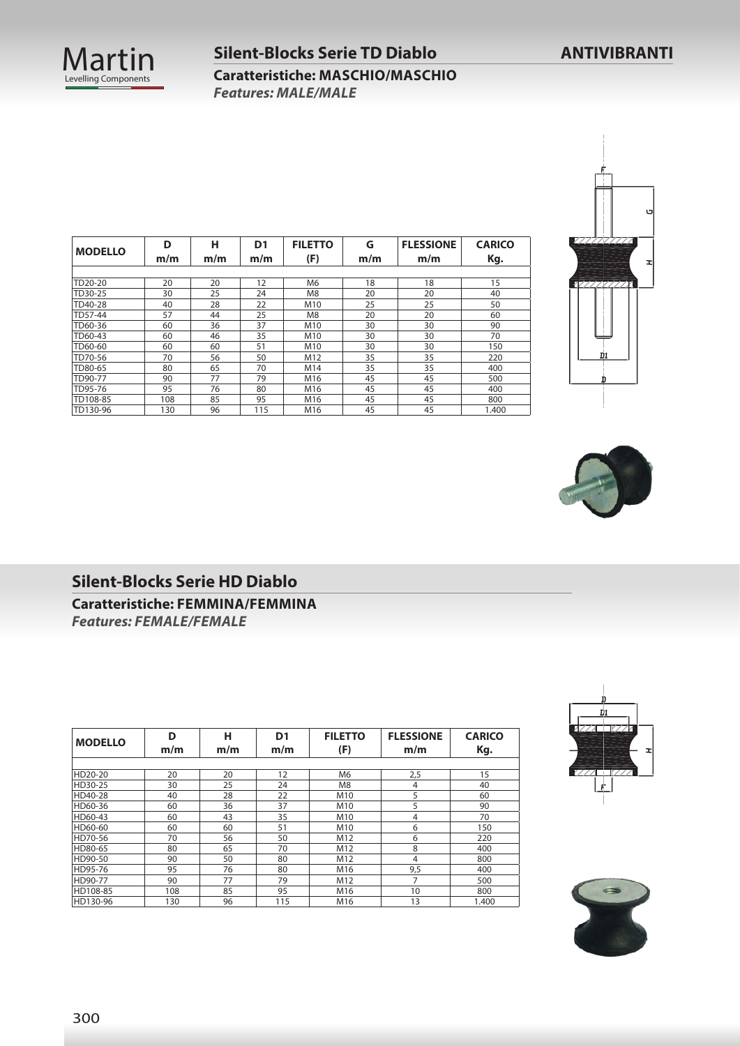## Silent-Blocks Serie TD Diablo

**ANTIVIBRANTI**

### Caratteristiche: MASCHIO/MASCHIO

***Features: MALE/MALE***

| MODELLO | D m/m | H m/m | D1 m/m | FILETTO (F) | G m/m | FLESSIONE m/m | CARICO Kg. |
|---|---|---|---|---|---|---|---|
| TD20-20 | 20 | 20 | 12 | M6 | 18 | 18 | 15 |
| TD30-25 | 30 | 25 | 24 | M8 | 20 | 20 | 40 |
| TD40-28 | 40 | 28 | 22 | M10 | 25 | 25 | 50 |
| TD57-44 | 57 | 44 | 25 | M8 | 20 | 20 | 60 |
| TD60-36 | 60 | 36 | 37 | M10 | 30 | 30 | 90 |
| TD60-43 | 60 | 46 | 35 | M10 | 30 | 30 | 70 |
| TD60-60 | 60 | 60 | 51 | M10 | 30 | 30 | 150 |
| TD70-56 | 70 | 56 | 50 | M12 | 35 | 35 | 220 |
| TD80-65 | 80 | 65 | 70 | M14 | 35 | 35 | 400 |
| TD90-77 | 90 | 77 | 79 | M16 | 45 | 45 | 500 |
| TD95-76 | 95 | 76 | 80 | M16 | 45 | 45 | 400 |
| TD108-85 | 108 | 85 | 95 | M16 | 45 | 45 | 800 |
| TD130-96 | 130 | 96 | 115 | M16 | 45 | 45 | 1.400 |

## Silent-Blocks Serie HD Diablo

### Caratteristiche: FEMMINA/FEMMINA

***Features: FEMALE/FEMALE***

| MODELLO | D m/m | H m/m | D1 m/m | FILETTO (F) | FLESSIONE m/m | CARICO Kg. |
|---|---|---|---|---|---|---|
| HD20-20 | 20 | 20 | 12 | M6 | 2,5 | 15 |
| HD30-25 | 30 | 25 | 24 | M8 | 4 | 40 |
| HD40-28 | 40 | 28 | 22 | M10 | 5 | 60 |
| HD60-36 | 60 | 36 | 37 | M10 | 5 | 90 |
| HD60-43 | 60 | 43 | 35 | M10 | 4 | 70 |
| HD60-60 | 60 | 60 | 51 | M10 | 6 | 150 |
| HD70-56 | 70 | 56 | 50 | M12 | 6 | 220 |
| HD80-65 | 80 | 65 | 70 | M12 | 8 | 400 |
| HD90-50 | 90 | 50 | 80 | M12 | 4 | 800 |
| HD95-76 | 95 | 76 | 80 | M16 | 9,5 | 400 |
| HD90-77 | 90 | 77 | 79 | M12 | 7 | 500 |
| HD108-85 | 108 | 85 | 95 | M16 | 10 | 800 |
| HD130-96 | 130 | 96 | 115 | M16 | 13 | 1.400 |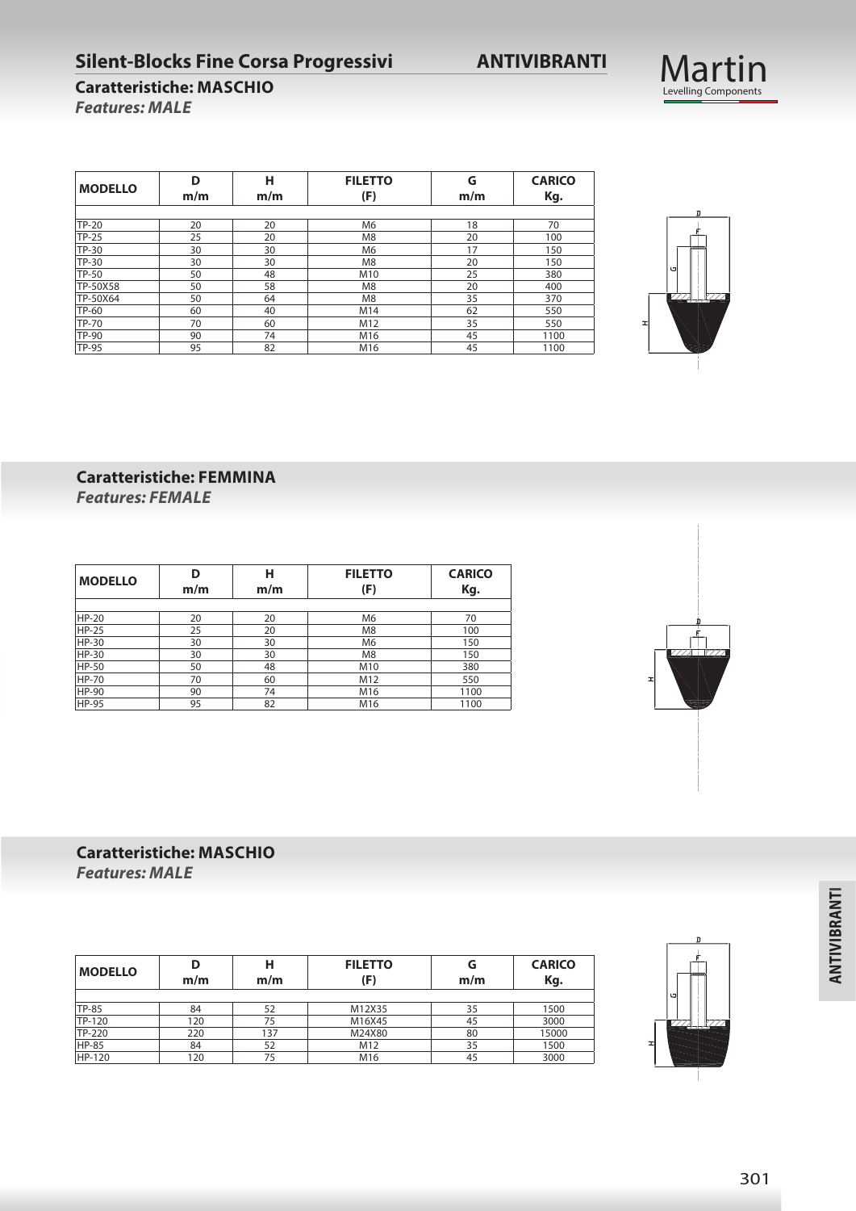## Silent-Blocks Fine Corsa Progressivi

**ANTIVIBRANTI**

### Caratteristiche: MASCHIO

***Features: MALE***

| MODELLO | D m/m | H m/m | FILETTO (F) | G m/m | CARICO Kg. |
|---|---|---|---|---|---|
| TP-20 | 20 | 20 | M6 | 18 | 70 |
| TP-25 | 25 | 20 | M8 | 20 | 100 |
| TP-30 | 30 | 30 | M6 | 17 | 150 |
| TP-30 | 30 | 30 | M8 | 20 | 150 |
| TP-50 | 50 | 48 | M10 | 25 | 380 |
| TP-50X58 | 50 | 58 | M8 | 20 | 400 |
| TP-50X64 | 50 | 64 | M8 | 35 | 370 |
| TP-60 | 60 | 40 | M14 | 62 | 550 |
| TP-70 | 70 | 60 | M12 | 35 | 550 |
| TP-90 | 90 | 74 | M16 | 45 | 1100 |
| TP-95 | 95 | 82 | M16 | 45 | 1100 |

### Caratteristiche: FEMMINA

***Features: FEMALE***

| MODELLO | D m/m | H m/m | FILETTO (F) | CARICO Kg. |
|---|---|---|---|---|
| HP-20 | 20 | 20 | M6 | 70 |
| HP-25 | 25 | 20 | M8 | 100 |
| HP-30 | 30 | 30 | M6 | 150 |
| HP-30 | 30 | 30 | M8 | 150 |
| HP-50 | 50 | 48 | M10 | 380 |
| HP-70 | 70 | 60 | M12 | 550 |
| HP-90 | 90 | 74 | M16 | 1100 |
| HP-95 | 95 | 82 | M16 | 1100 |

### Caratteristiche: MASCHIO

***Features: MALE***

| MODELLO | D m/m | H m/m | FILETTO (F) | G m/m | CARICO Kg. |
|---|---|---|---|---|---|
| TP-85 | 84 | 52 | M12X35 | 35 | 1500 |
| TP-120 | 120 | 75 | M16X45 | 45 | 3000 |
| TP-220 | 220 | 137 | M24X80 | 80 | 15000 |
| HP-85 | 84 | 52 | M12 | 35 | 1500 |
| HP-120 | 120 | 75 | M16 | 45 | 3000 |